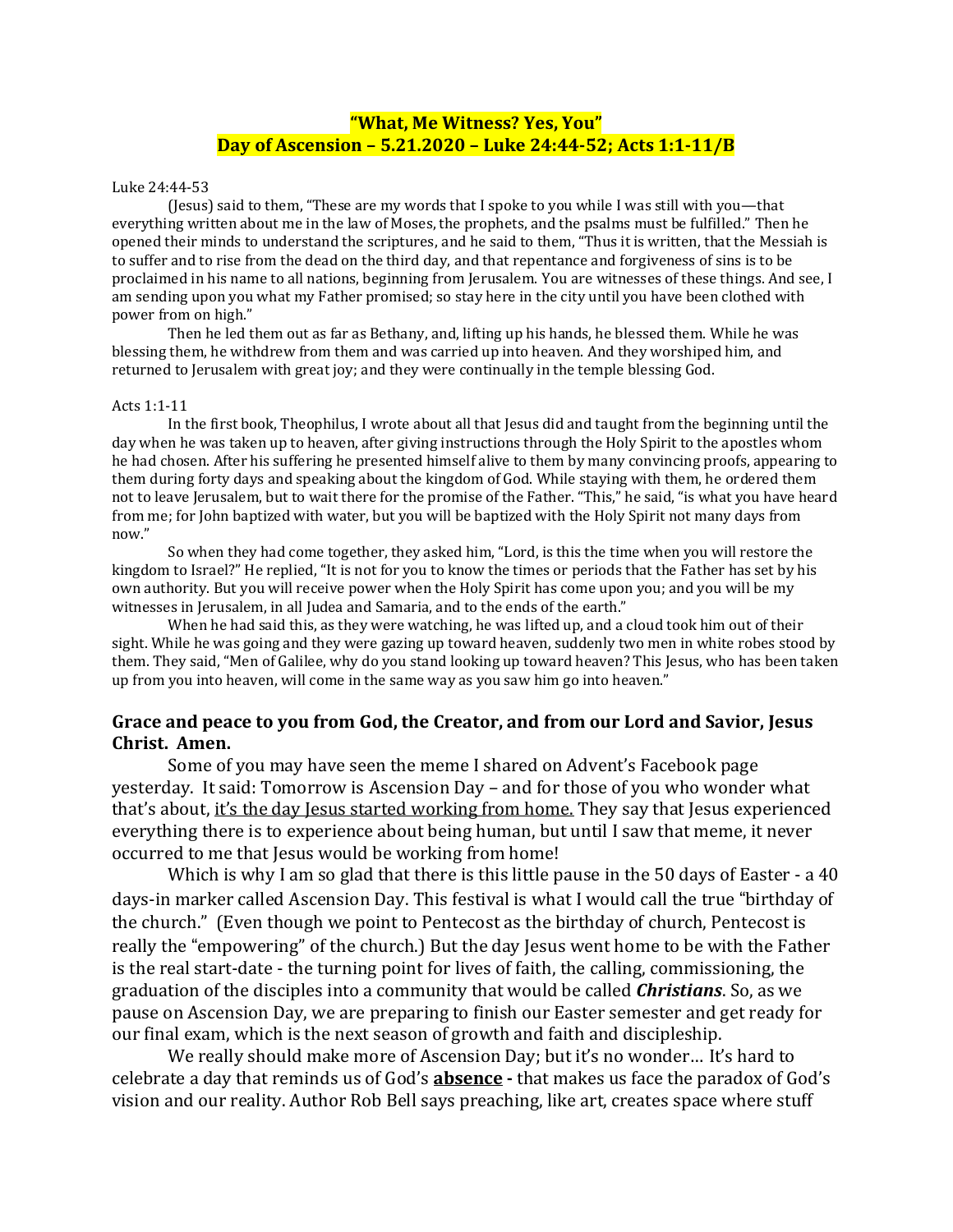## **"What, Me Witness? Yes, You"**
## **Day of Ascension – 5.21.2020 – Luke 24:44-52; Acts 1:1-11/B**

Luke 24:44-53

(Jesus) said to them, "These are my words that I spoke to you while I was still with you—that everything written about me in the law of Moses, the prophets, and the psalms must be fulfilled." Then he opened their minds to understand the scriptures, and he said to them, "Thus it is written, that the Messiah is to suffer and to rise from the dead on the third day, and that repentance and forgiveness of sins is to be proclaimed in his name to all nations, beginning from Jerusalem. You are witnesses of these things. And see, I am sending upon you what my Father promised; so stay here in the city until you have been clothed with power from on high."

Then he led them out as far as Bethany, and, lifting up his hands, he blessed them. While he was blessing them, he withdrew from them and was carried up into heaven. And they worshiped him, and returned to Jerusalem with great joy; and they were continually in the temple blessing God.

Acts 1:1-11

In the first book, Theophilus, I wrote about all that Jesus did and taught from the beginning until the day when he was taken up to heaven, after giving instructions through the Holy Spirit to the apostles whom he had chosen. After his suffering he presented himself alive to them by many convincing proofs, appearing to them during forty days and speaking about the kingdom of God. While staying with them, he ordered them not to leave Jerusalem, but to wait there for the promise of the Father. "This," he said, "is what you have heard from me; for John baptized with water, but you will be baptized with the Holy Spirit not many days from now."

So when they had come together, they asked him, "Lord, is this the time when you will restore the kingdom to Israel?" He replied, "It is not for you to know the times or periods that the Father has set by his own authority. But you will receive power when the Holy Spirit has come upon you; and you will be my witnesses in Jerusalem, in all Judea and Samaria, and to the ends of the earth."

When he had said this, as they were watching, he was lifted up, and a cloud took him out of their sight. While he was going and they were gazing up toward heaven, suddenly two men in white robes stood by them. They said, "Men of Galilee, why do you stand looking up toward heaven? This Jesus, who has been taken up from you into heaven, will come in the same way as you saw him go into heaven."

**Grace and peace to you from God, the Creator, and from our Lord and Savior, Jesus Christ. Amen.**

Some of you may have seen the meme I shared on Advent's Facebook page yesterday. It said: Tomorrow is Ascension Day – and for those of you who wonder what that's about, <u>it's the day Jesus started working from home.</u> They say that Jesus experienced everything there is to experience about being human, but until I saw that meme, it never occurred to me that Jesus would be working from home!

Which is why I am so glad that there is this little pause in the 50 days of Easter - a 40 days-in marker called Ascension Day. This festival is what I would call the true "birthday of the church." (Even though we point to Pentecost as the birthday of church, Pentecost is really the "empowering" of the church.) But the day Jesus went home to be with the Father is the real start-date - the turning point for lives of faith, the calling, commissioning, the graduation of the disciples into a community that would be called ***Christians***. So, as we pause on Ascension Day, we are preparing to finish our Easter semester and get ready for our final exam, which is the next season of growth and faith and discipleship.

We really should make more of Ascension Day; but it's no wonder… It's hard to celebrate a day that reminds us of God's **<u>absence</u> -** that makes us face the paradox of God's vision and our reality. Author Rob Bell says preaching, like art, creates space where stuff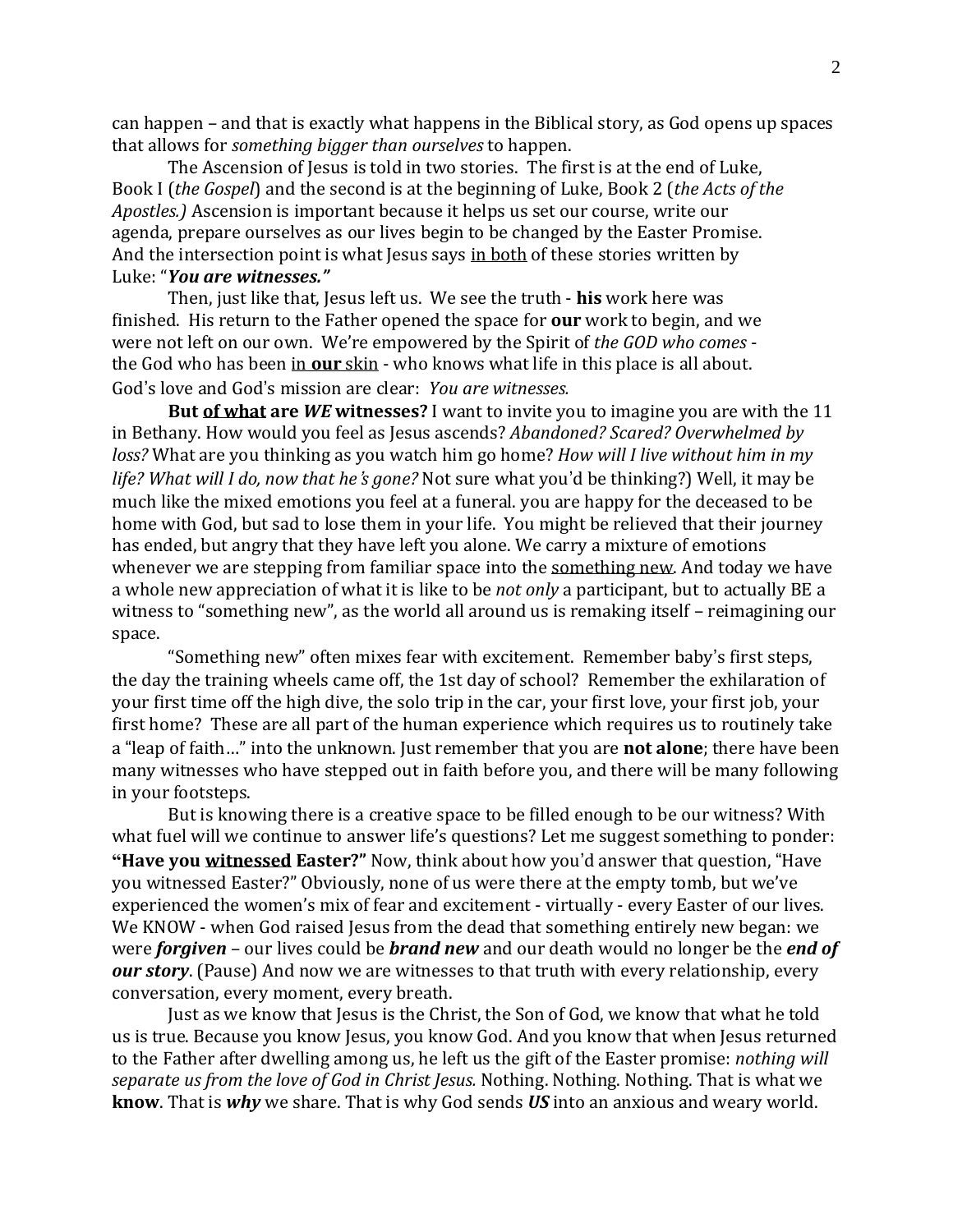can happen – and that is exactly what happens in the Biblical story, as God opens up spaces that allows for *something bigger than ourselves* to happen.

The Ascension of Jesus is told in two stories. The first is at the end of Luke, Book I (*the Gospel*) and the second is at the beginning of Luke, Book 2 (*the Acts of the Apostles.)* Ascension is important because it helps us set our course, write our agenda, prepare ourselves as our lives begin to be changed by the Easter Promise. And the intersection point is what Jesus says <u>in both</u> of these stories written by Luke: "***You are witnesses."***

Then, just like that, Jesus left us. We see the truth - **his** work here was finished. His return to the Father opened the space for **our** work to begin, and we were not left on our own. We're empowered by the Spirit of *the GOD who comes* - the God who has been <u>in **our** skin</u> - who knows what life in this place is all about. God's love and God's mission are clear: *You are witnesses.*

**But <u>of what</u> are *WE* witnesses?** I want to invite you to imagine you are with the 11 in Bethany. How would you feel as Jesus ascends? *Abandoned? Scared? Overwhelmed by loss?* What are you thinking as you watch him go home? *How will I live without him in my life? What will I do, now that he's gone?* Not sure what you'd be thinking?) Well, it may be much like the mixed emotions you feel at a funeral. you are happy for the deceased to be home with God, but sad to lose them in your life. You might be relieved that their journey has ended, but angry that they have left you alone. We carry a mixture of emotions whenever we are stepping from familiar space into the <u>something new</u>. And today we have a whole new appreciation of what it is like to be *not only* a participant, but to actually BE a witness to "something new", as the world all around us is remaking itself – reimagining our space.

"Something new" often mixes fear with excitement. Remember baby's first steps, the day the training wheels came off, the 1st day of school? Remember the exhilaration of your first time off the high dive, the solo trip in the car, your first love, your first job, your first home? These are all part of the human experience which requires us to routinely take a "leap of faith…" into the unknown. Just remember that you are **not alone**; there have been many witnesses who have stepped out in faith before you, and there will be many following in your footsteps.

But is knowing there is a creative space to be filled enough to be our witness? With what fuel will we continue to answer life's questions? Let me suggest something to ponder: **"Have you <u>witnessed</u> Easter?"** Now, think about how you'd answer that question, "Have you witnessed Easter?" Obviously, none of us were there at the empty tomb, but we've experienced the women's mix of fear and excitement - virtually - every Easter of our lives. We KNOW - when God raised Jesus from the dead that something entirely new began: we were ***forgiven*** – our lives could be ***brand new*** and our death would no longer be the ***end of our story***. (Pause) And now we are witnesses to that truth with every relationship, every conversation, every moment, every breath.

Just as we know that Jesus is the Christ, the Son of God, we know that what he told us is true. Because you know Jesus, you know God. And you know that when Jesus returned to the Father after dwelling among us, he left us the gift of the Easter promise: *nothing will separate us from the love of God in Christ Jesus.* Nothing. Nothing. Nothing. That is what we **know**. That is ***why*** we share. That is why God sends ***US*** into an anxious and weary world.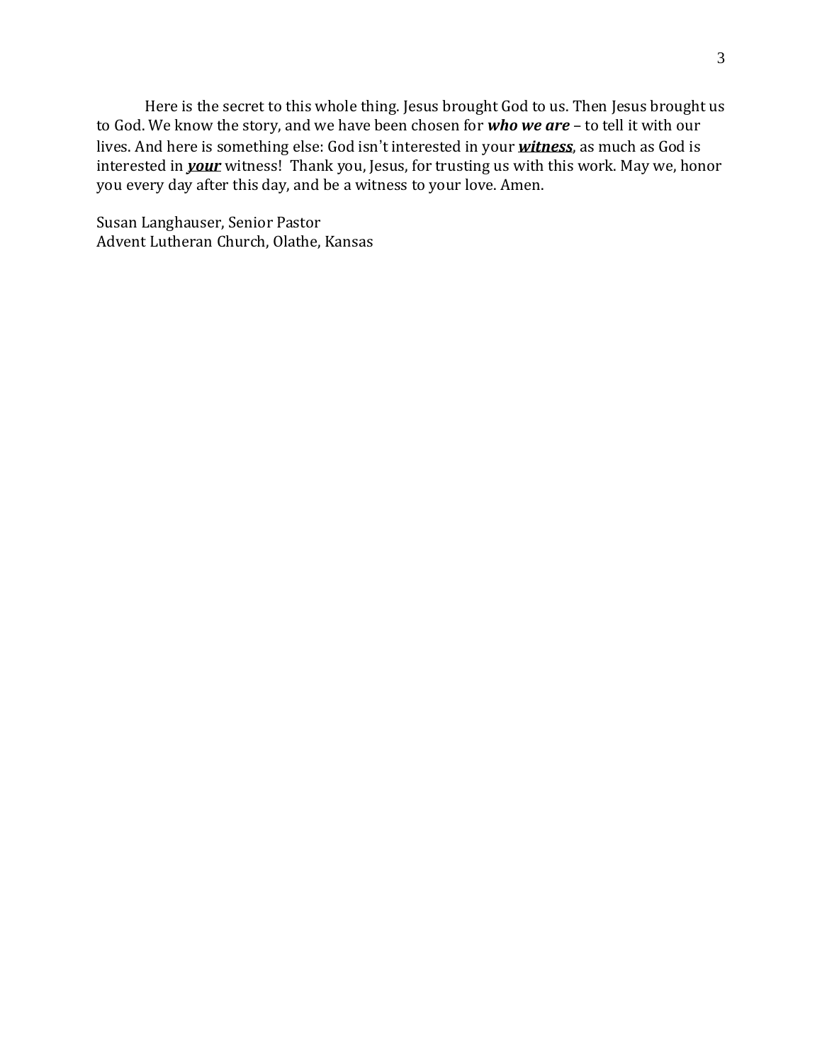Here is the secret to this whole thing. Jesus brought God to us. Then Jesus brought us to God. We know the story, and we have been chosen for ***who we are*** – to tell it with our lives. And here is something else: God isn't interested in your <u>***witness***</u>, as much as God is interested in <u>***your***</u> witness! Thank you, Jesus, for trusting us with this work. May we, honor you every day after this day, and be a witness to your love. Amen.

Susan Langhauser, Senior Pastor
Advent Lutheran Church, Olathe, Kansas